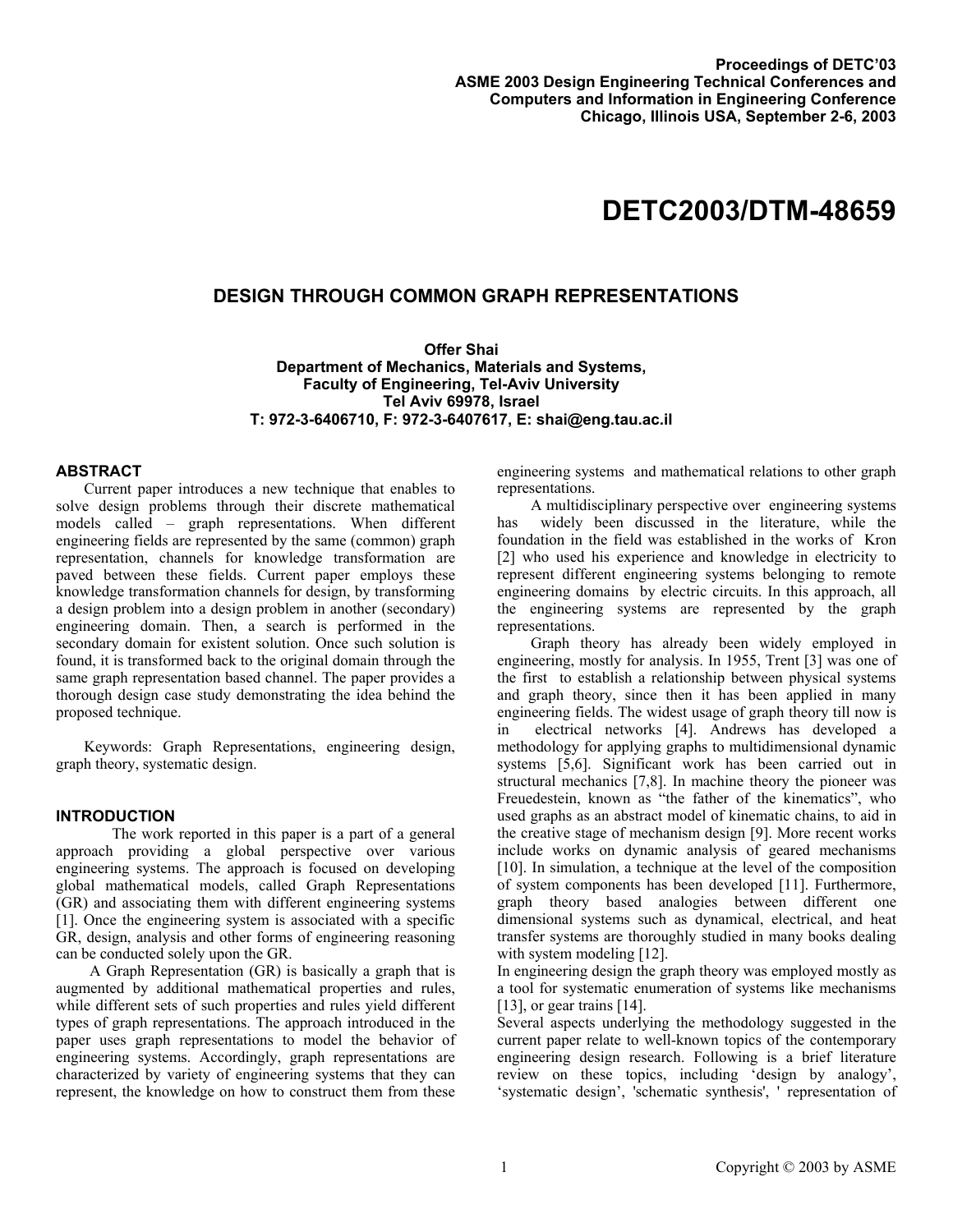Proceedings of DETC'03
ASME 2003 Design Engineering Technical Conferences and
Computers and Information in Engineering Conference
Chicago, Illinois USA, September 2-6, 2003

# DETC2003/DTM-48659

## DESIGN THROUGH COMMON GRAPH REPRESENTATIONS

**Offer Shai**
**Department of Mechanics, Materials and Systems,**
**Faculty of Engineering, Tel-Aviv University**
**Tel Aviv 69978, Israel**
**T: 972-3-6406710, F: 972-3-6407617, E: shai@eng.tau.ac.il**

### ABSTRACT

Current paper introduces a new technique that enables to solve design problems through their discrete mathematical models called – graph representations. When different engineering fields are represented by the same (common) graph representation, channels for knowledge transformation are paved between these fields. Current paper employs these knowledge transformation channels for design, by transforming a design problem into a design problem in another (secondary) engineering domain. Then, a search is performed in the secondary domain for existent solution. Once such solution is found, it is transformed back to the original domain through the same graph representation based channel. The paper provides a thorough design case study demonstrating the idea behind the proposed technique.

Keywords: Graph Representations, engineering design, graph theory, systematic design.

### INTRODUCTION

The work reported in this paper is a part of a general approach providing a global perspective over various engineering systems. The approach is focused on developing global mathematical models, called Graph Representations (GR) and associating them with different engineering systems [1]. Once the engineering system is associated with a specific GR, design, analysis and other forms of engineering reasoning can be conducted solely upon the GR.

A Graph Representation (GR) is basically a graph that is augmented by additional mathematical properties and rules, while different sets of such properties and rules yield different types of graph representations. The approach introduced in the paper uses graph representations to model the behavior of engineering systems. Accordingly, graph representations are characterized by variety of engineering systems that they can represent, the knowledge on how to construct them from these engineering systems and mathematical relations to other graph representations.

A multidisciplinary perspective over engineering systems has widely been discussed in the literature, while the foundation in the field was established in the works of Kron [2] who used his experience and knowledge in electricity to represent different engineering systems belonging to remote engineering domains by electric circuits. In this approach, all the engineering systems are represented by the graph representations.

Graph theory has already been widely employed in engineering, mostly for analysis. In 1955, Trent [3] was one of the first to establish a relationship between physical systems and graph theory, since then it has been applied in many engineering fields. The widest usage of graph theory till now is in electrical networks [4]. Andrews has developed a methodology for applying graphs to multidimensional dynamic systems [5,6]. Significant work has been carried out in structural mechanics [7,8]. In machine theory the pioneer was Freuedestein, known as "the father of the kinematics", who used graphs as an abstract model of kinematic chains, to aid in the creative stage of mechanism design [9]. More recent works include works on dynamic analysis of geared mechanisms [10]. In simulation, a technique at the level of the composition of system components has been developed [11]. Furthermore, graph theory based analogies between different one dimensional systems such as dynamical, electrical, and heat transfer systems are thoroughly studied in many books dealing with system modeling [12].

In engineering design the graph theory was employed mostly as a tool for systematic enumeration of systems like mechanisms [13], or gear trains [14].

Several aspects underlying the methodology suggested in the current paper relate to well-known topics of the contemporary engineering design research. Following is a brief literature review on these topics, including 'design by analogy', 'systematic design', 'schematic synthesis', ' representation of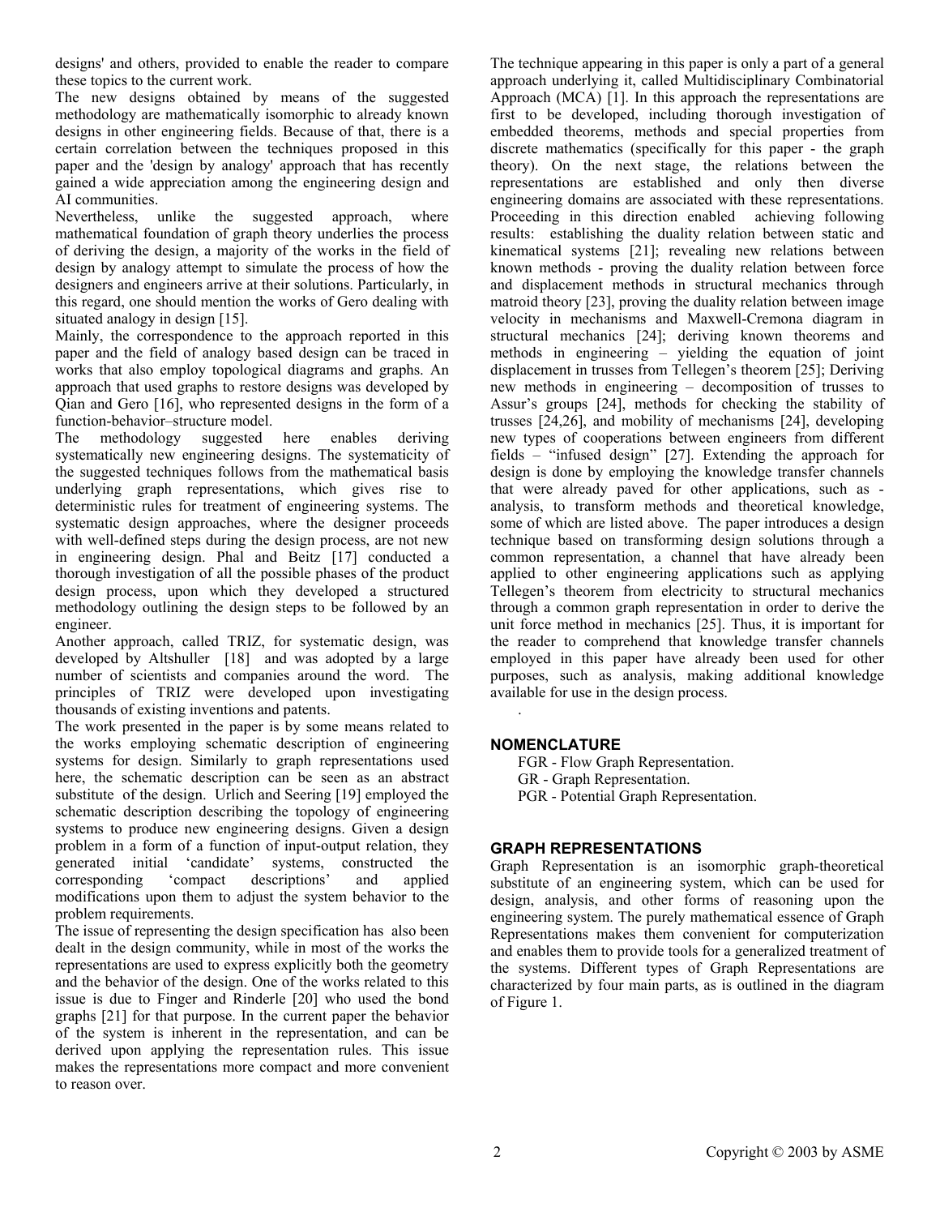designs' and others, provided to enable the reader to compare these topics to the current work.

The new designs obtained by means of the suggested methodology are mathematically isomorphic to already known designs in other engineering fields. Because of that, there is a certain correlation between the techniques proposed in this paper and the 'design by analogy' approach that has recently gained a wide appreciation among the engineering design and AI communities.

Nevertheless, unlike the suggested approach, where mathematical foundation of graph theory underlies the process of deriving the design, a majority of the works in the field of design by analogy attempt to simulate the process of how the designers and engineers arrive at their solutions. Particularly, in this regard, one should mention the works of Gero dealing with situated analogy in design [15].

Mainly, the correspondence to the approach reported in this paper and the field of analogy based design can be traced in works that also employ topological diagrams and graphs. An approach that used graphs to restore designs was developed by Qian and Gero [16], who represented designs in the form of a function-behavior–structure model.

The methodology suggested here enables deriving systematically new engineering designs. The systematicity of the suggested techniques follows from the mathematical basis underlying graph representations, which gives rise to deterministic rules for treatment of engineering systems. The systematic design approaches, where the designer proceeds with well-defined steps during the design process, are not new in engineering design. Phal and Beitz [17] conducted a thorough investigation of all the possible phases of the product design process, upon which they developed a structured methodology outlining the design steps to be followed by an engineer.

Another approach, called TRIZ, for systematic design, was developed by Altshuller [18] and was adopted by a large number of scientists and companies around the word. The principles of TRIZ were developed upon investigating thousands of existing inventions and patents.

The work presented in the paper is by some means related to the works employing schematic description of engineering systems for design. Similarly to graph representations used here, the schematic description can be seen as an abstract substitute of the design. Urlich and Seering [19] employed the schematic description describing the topology of engineering systems to produce new engineering designs. Given a design problem in a form of a function of input-output relation, they generated initial 'candidate' systems, constructed the corresponding 'compact descriptions' and applied modifications upon them to adjust the system behavior to the problem requirements.

The issue of representing the design specification has also been dealt in the design community, while in most of the works the representations are used to express explicitly both the geometry and the behavior of the design. One of the works related to this issue is due to Finger and Rinderle [20] who used the bond graphs [21] for that purpose. In the current paper the behavior of the system is inherent in the representation, and can be derived upon applying the representation rules. This issue makes the representations more compact and more convenient to reason over.

The technique appearing in this paper is only a part of a general approach underlying it, called Multidisciplinary Combinatorial Approach (MCA) [1]. In this approach the representations are first to be developed, including thorough investigation of embedded theorems, methods and special properties from discrete mathematics (specifically for this paper - the graph theory). On the next stage, the relations between the representations are established and only then diverse engineering domains are associated with these representations. Proceeding in this direction enabled achieving following results: establishing the duality relation between static and kinematical systems [21]; revealing new relations between known methods - proving the duality relation between force and displacement methods in structural mechanics through matroid theory [23], proving the duality relation between image velocity in mechanisms and Maxwell-Cremona diagram in structural mechanics [24]; deriving known theorems and methods in engineering – yielding the equation of joint displacement in trusses from Tellegen's theorem [25]; Deriving new methods in engineering – decomposition of trusses to Assur's groups [24], methods for checking the stability of trusses [24,26], and mobility of mechanisms [24], developing new types of cooperations between engineers from different fields – "infused design" [27]. Extending the approach for design is done by employing the knowledge transfer channels that were already paved for other applications, such as - analysis, to transform methods and theoretical knowledge, some of which are listed above. The paper introduces a design technique based on transforming design solutions through a common representation, a channel that have already been applied to other engineering applications such as applying Tellegen's theorem from electricity to structural mechanics through a common graph representation in order to derive the unit force method in mechanics [25]. Thus, it is important for the reader to comprehend that knowledge transfer channels employed in this paper have already been used for other purposes, such as analysis, making additional knowledge available for use in the design process.

## NOMENCLATURE

FGR - Flow Graph Representation.
GR - Graph Representation.
PGR - Potential Graph Representation.

## GRAPH REPRESENTATIONS

Graph Representation is an isomorphic graph-theoretical substitute of an engineering system, which can be used for design, analysis, and other forms of reasoning upon the engineering system. The purely mathematical essence of Graph Representations makes them convenient for computerization and enables them to provide tools for a generalized treatment of the systems. Different types of Graph Representations are characterized by four main parts, as is outlined in the diagram of Figure 1.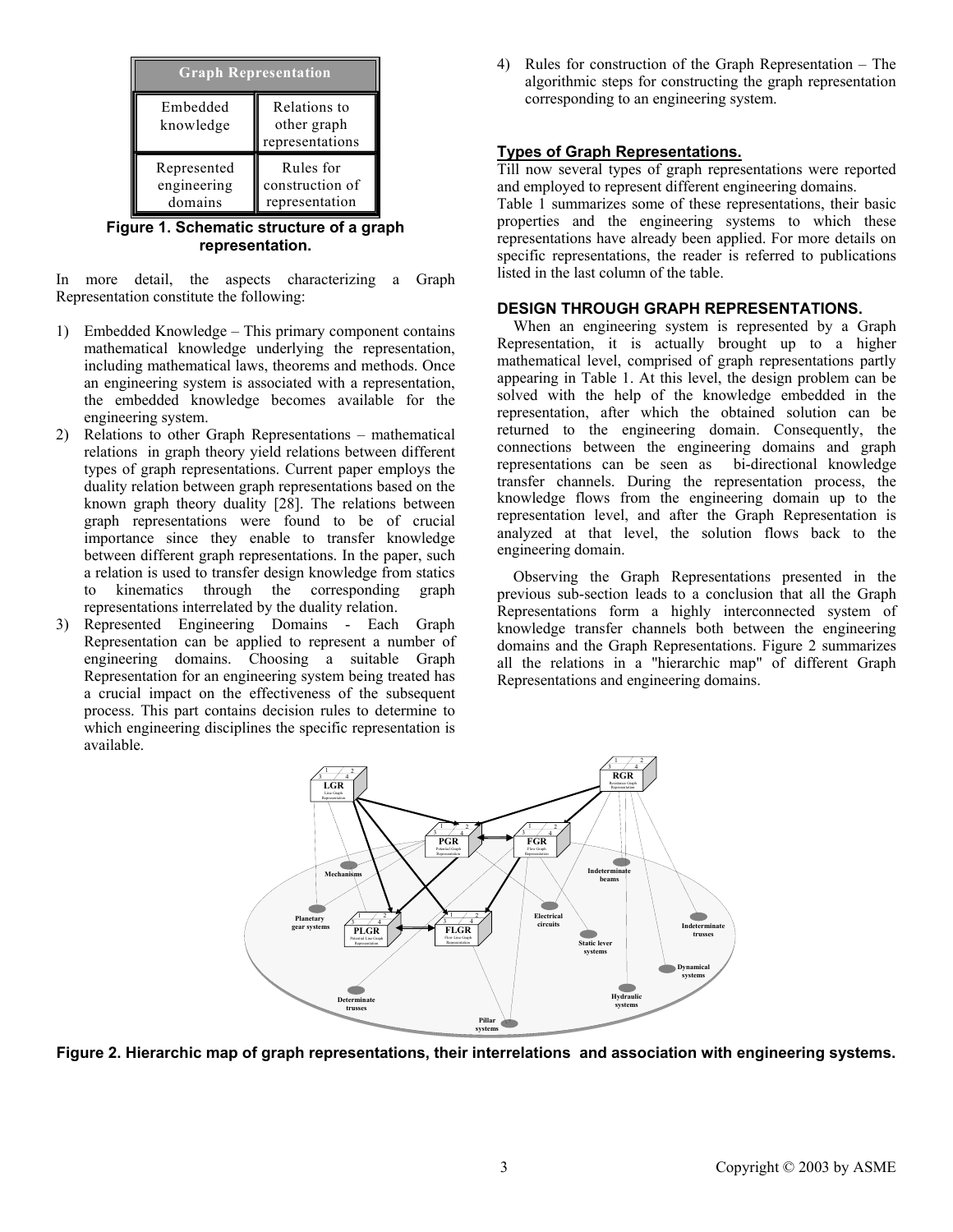| Graph Representation | |
|---|---|
| Embedded knowledge | Relations to other graph representations |
| Represented engineering domains | Rules for construction of representation |

**Figure 1. Schematic structure of a graph representation.**

In more detail, the aspects characterizing a Graph Representation constitute the following:

1) Embedded Knowledge – This primary component contains mathematical knowledge underlying the representation, including mathematical laws, theorems and methods. Once an engineering system is associated with a representation, the embedded knowledge becomes available for the engineering system.
2) Relations to other Graph Representations – mathematical relations in graph theory yield relations between different types of graph representations. Current paper employs the duality relation between graph representations based on the known graph theory duality [28]. The relations between graph representations were found to be of crucial importance since they enable to transfer knowledge between different graph representations. In the paper, such a relation is used to transfer design knowledge from statics to kinematics through the corresponding graph representations interrelated by the duality relation.
3) Represented Engineering Domains - Each Graph Representation can be applied to represent a number of engineering domains. Choosing a suitable Graph Representation for an engineering system being treated has a crucial impact on the effectiveness of the subsequent process. This part contains decision rules to determine to which engineering disciplines the specific representation is available.
4) Rules for construction of the Graph Representation – The algorithmic steps for constructing the graph representation corresponding to an engineering system.

## Types of Graph Representations.

Till now several types of graph representations were reported and employed to represent different engineering domains.
Table 1 summarizes some of these representations, their basic properties and the engineering systems to which these representations have already been applied. For more details on specific representations, the reader is referred to publications listed in the last column of the table.

## DESIGN THROUGH GRAPH REPRESENTATIONS.

When an engineering system is represented by a Graph Representation, it is actually brought up to a higher mathematical level, comprised of graph representations partly appearing in Table 1. At this level, the design problem can be solved with the help of the knowledge embedded in the representation, after which the obtained solution can be returned to the engineering domain. Consequently, the connections between the engineering domains and graph representations can be seen as bi-directional knowledge transfer channels. During the representation process, the knowledge flows from the engineering domain up to the representation level, and after the Graph Representation is analyzed at that level, the solution flows back to the engineering domain.

Observing the Graph Representations presented in the previous sub-section leads to a conclusion that all the Graph Representations form a highly interconnected system of knowledge transfer channels both between the engineering domains and the Graph Representations. Figure 2 summarizes all the relations in a "hierarchic map" of different Graph Representations and engineering domains.

**Figure 2. Hierarchic map of graph representations, their interrelations and association with engineering systems.**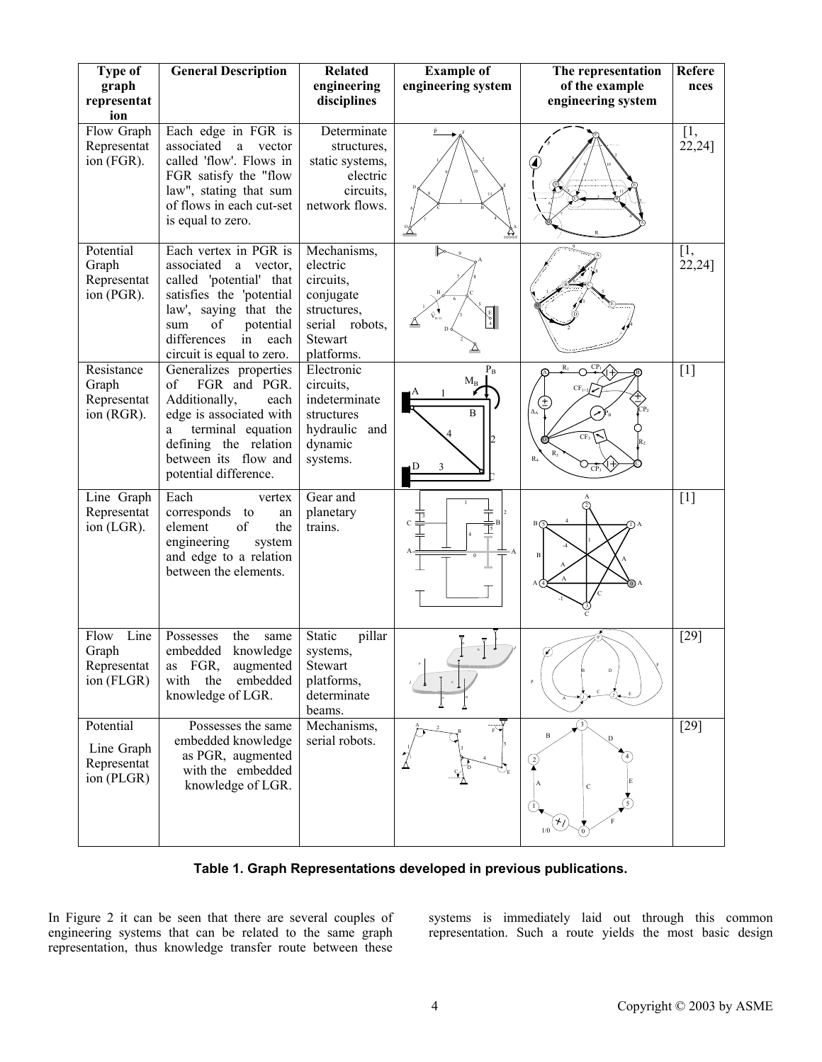| Type of graph representation | General Description | Related engineering disciplines | Example of engineering system | The representation of the example engineering system | References |
|---|---|---|---|---|---|
| Flow Graph Representation (FGR). | Each edge in FGR is associated a vector called 'flow'. Flows in FGR satisfy the "flow law", stating that sum of flows in each cut-set is equal to zero. | Determinate structures, static systems, electric circuits, network flows. | | | [1, 22,24] |
| Potential Graph Representation (PGR). | Each vertex in PGR is associated a vector, called 'potential' that satisfies the 'potential law', saying that the sum of potential differences in each circuit is equal to zero. | Mechanisms, electric circuits, conjugate structures, serial robots, Stewart platforms. | | | [1, 22,24] |
| Resistance Graph Representation (RGR). | Generalizes properties of FGR and PGR. Additionally, each edge is associated with a terminal equation defining the relation between its flow and potential difference. | Electronic circuits, indeterminate structures hydraulic and dynamic systems. | | | [1] |
| Line Graph Representation (LGR). | Each vertex corresponds to an element of the engineering system and edge to a relation between the elements. | Gear and planetary trains. | | | [1] |
| Flow Line Graph Representation (FLGR) | Possesses the same embedded knowledge as FGR, augmented with the embedded knowledge of LGR. | Static pillar systems, Stewart platforms, determinate beams. | | | [29] |
| Potential Line Graph Representation (PLGR) | Possesses the same embedded knowledge as PGR, augmented with the embedded knowledge of LGR. | Mechanisms, serial robots. | | | [29] |

**Table 1. Graph Representations developed in previous publications.**

In Figure 2 it can be seen that there are several couples of engineering systems that can be related to the same graph representation, thus knowledge transfer route between these systems is immediately laid out through this common representation. Such a route yields the most basic design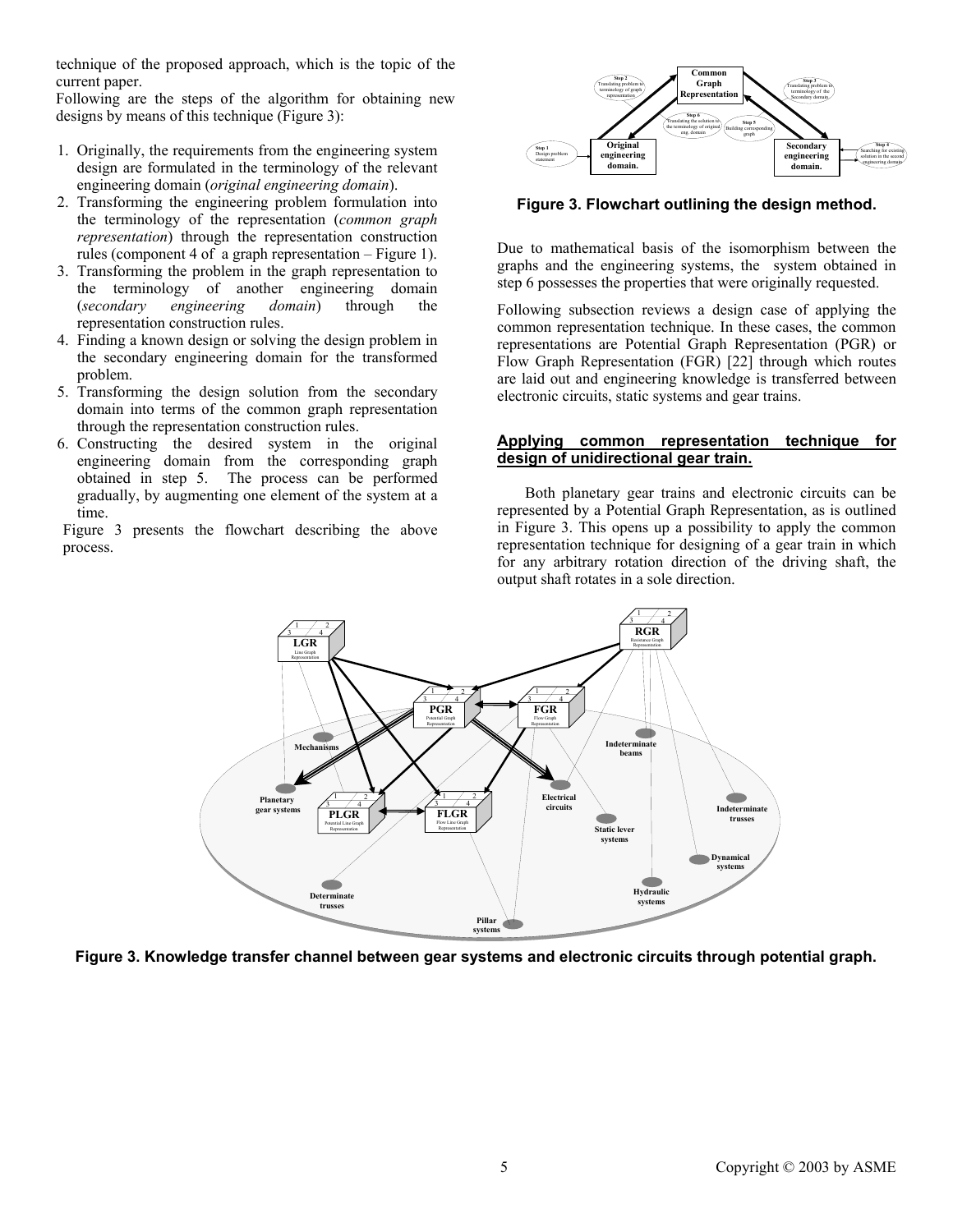technique of the proposed approach, which is the topic of the current paper.

Following are the steps of the algorithm for obtaining new designs by means of this technique (Figure 3):

1. Originally, the requirements from the engineering system design are formulated in the terminology of the relevant engineering domain (*original engineering domain*).
2. Transforming the engineering problem formulation into the terminology of the representation (*common graph representation*) through the representation construction rules (component 4 of a graph representation – Figure 1).
3. Transforming the problem in the graph representation to the terminology of another engineering domain (*secondary engineering domain*) through the representation construction rules.
4. Finding a known design or solving the design problem in the secondary engineering domain for the transformed problem.
5. Transforming the design solution from the secondary domain into terms of the common graph representation through the representation construction rules.
6. Constructing the desired system in the original engineering domain from the corresponding graph obtained in step 5. The process can be performed gradually, by augmenting one element of the system at a time.

Figure 3 presents the flowchart describing the above process.

**Figure 3. Flowchart outlining the design method.**

Due to mathematical basis of the isomorphism between the graphs and the engineering systems, the system obtained in step 6 possesses the properties that were originally requested.

Following subsection reviews a design case of applying the common representation technique. In these cases, the common representations are Potential Graph Representation (PGR) or Flow Graph Representation (FGR) [22] through which routes are laid out and engineering knowledge is transferred between electronic circuits, static systems and gear trains.

## Applying common representation technique for design of unidirectional gear train.

Both planetary gear trains and electronic circuits can be represented by a Potential Graph Representation, as is outlined in Figure 3. This opens up a possibility to apply the common representation technique for designing of a gear train in which for any arbitrary rotation direction of the driving shaft, the output shaft rotates in a sole direction.

**Figure 3. Knowledge transfer channel between gear systems and electronic circuits through potential graph.**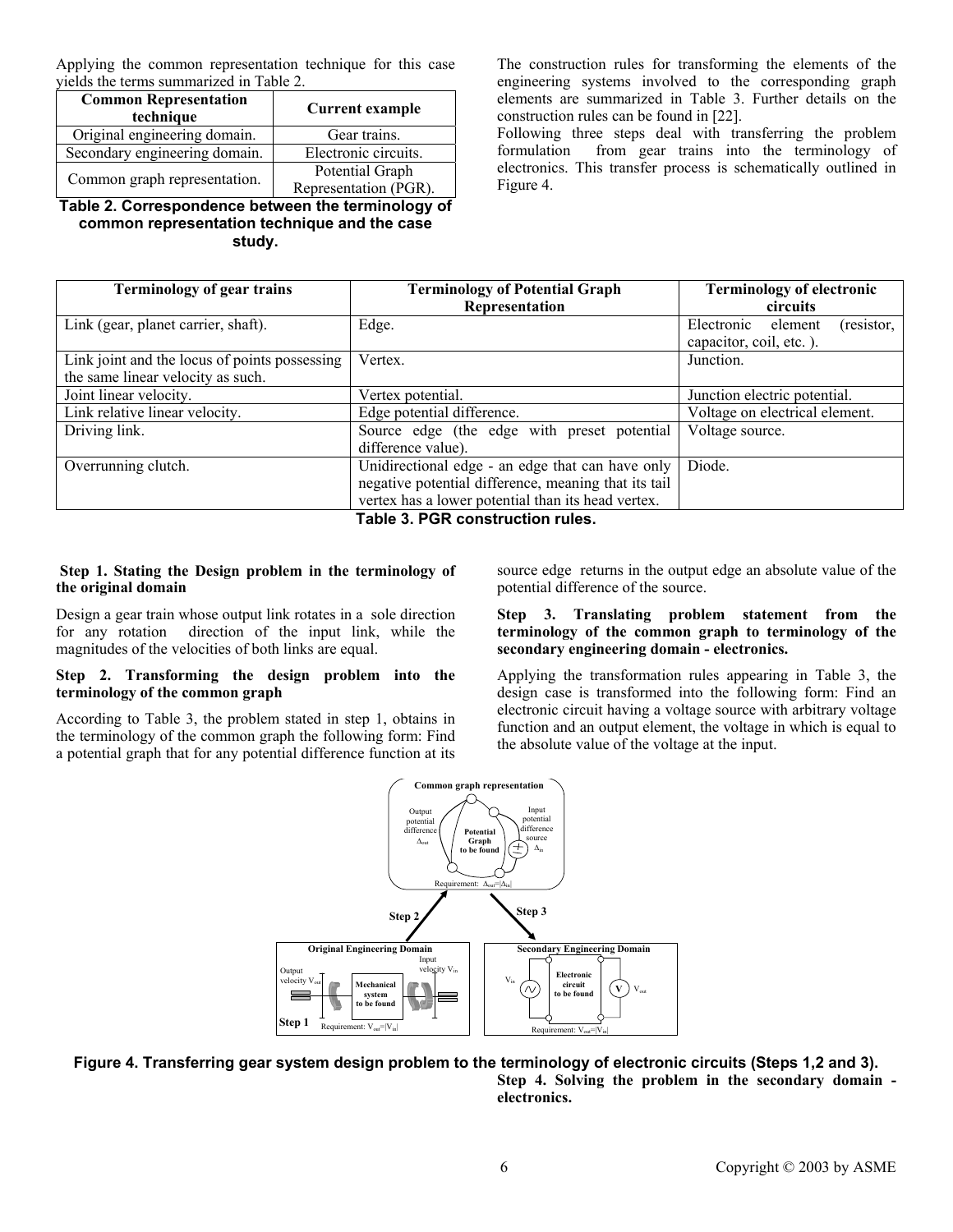Applying the common representation technique for this case yields the terms summarized in Table 2.

| Common Representation technique | Current example |
|---|---|
| Original engineering domain. | Gear trains. |
| Secondary engineering domain. | Electronic circuits. |
| Common graph representation. | Potential Graph Representation (PGR). |

**Table 2. Correspondence between the terminology of common representation technique and the case study.**

The construction rules for transforming the elements of the engineering systems involved to the corresponding graph elements are summarized in Table 3. Further details on the construction rules can be found in [22].

Following three steps deal with transferring the problem formulation from gear trains into the terminology of electronics. This transfer process is schematically outlined in Figure 4.

| Terminology of gear trains | Terminology of Potential Graph Representation | Terminology of electronic circuits |
|---|---|---|
| Link (gear, planet carrier, shaft). | Edge. | Electronic element (resistor, capacitor, coil, etc. ). |
| Link joint and the locus of points possessing the same linear velocity as such. | Vertex. | Junction. |
| Joint linear velocity. | Vertex potential. | Junction electric potential. |
| Link relative linear velocity. | Edge potential difference. | Voltage on electrical element. |
| Driving link. | Source edge (the edge with preset potential difference value). | Voltage source. |
| Overrunning clutch. | Unidirectional edge - an edge that can have only negative potential difference, meaning that its tail vertex has a lower potential than its head vertex. | Diode. |

**Table 3. PGR construction rules.**

**Step 1. Stating the Design problem in the terminology of the original domain**

Design a gear train whose output link rotates in a sole direction for any rotation direction of the input link, while the magnitudes of the velocities of both links are equal.

**Step 2. Transforming the design problem into the terminology of the common graph**

According to Table 3, the problem stated in step 1, obtains in the terminology of the common graph the following form: Find a potential graph that for any potential difference function at its source edge returns in the output edge an absolute value of the potential difference of the source.

**Step 3. Translating problem statement from the terminology of the common graph to terminology of the secondary engineering domain - electronics.**

Applying the transformation rules appearing in Table 3, the design case is transformed into the following form: Find an electronic circuit having a voltage source with arbitrary voltage function and an output element, the voltage in which is equal to the absolute value of the voltage at the input.

**Figure 4. Transferring gear system design problem to the terminology of electronic circuits (Steps 1,2 and 3).**

**Step 4. Solving the problem in the secondary domain - electronics.**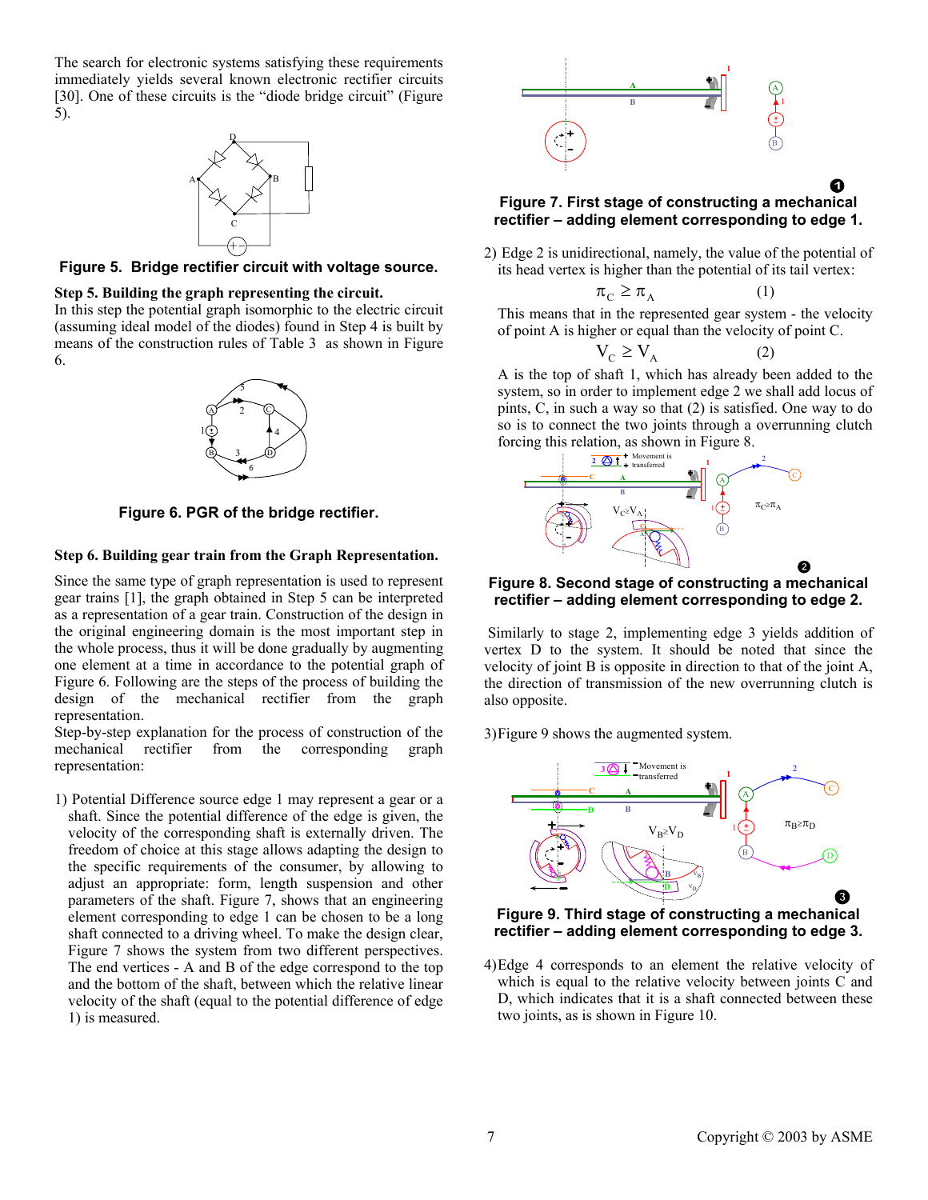The search for electronic systems satisfying these requirements immediately yields several known electronic rectifier circuits [30]. One of these circuits is the "diode bridge circuit" (Figure 5).

**Figure 5. Bridge rectifier circuit with voltage source.**

**Step 5. Building the graph representing the circuit.**
In this step the potential graph isomorphic to the electric circuit (assuming ideal model of the diodes) found in Step 4 is built by means of the construction rules of Table 3 as shown in Figure 6.

**Figure 6. PGR of the bridge rectifier.**

**Step 6. Building gear train from the Graph Representation.**

Since the same type of graph representation is used to represent gear trains [1], the graph obtained in Step 5 can be interpreted as a representation of a gear train. Construction of the design in the original engineering domain is the most important step in the whole process, thus it will be done gradually by augmenting one element at a time in accordance to the potential graph of Figure 6. Following are the steps of the process of building the design of the mechanical rectifier from the graph representation.
Step-by-step explanation for the process of construction of the mechanical rectifier from the corresponding graph representation:

1) Potential Difference source edge 1 may represent a gear or a shaft. Since the potential difference of the edge is given, the velocity of the corresponding shaft is externally driven. The freedom of choice at this stage allows adapting the design to the specific requirements of the consumer, by allowing to adjust an appropriate: form, length suspension and other parameters of the shaft. Figure 7, shows that an engineering element corresponding to edge 1 can be chosen to be a long shaft connected to a driving wheel. To make the design clear, Figure 7 shows the system from two different perspectives. The end vertices - A and B of the edge correspond to the top and the bottom of the shaft, between which the relative linear velocity of the shaft (equal to the potential difference of edge 1) is measured.

**Figure 7. First stage of constructing a mechanical rectifier – adding element corresponding to edge 1.**

2) Edge 2 is unidirectional, namely, the value of the potential of its head vertex is higher than the potential of its tail vertex:

$$\pi_C \geq \pi_A \qquad (1)$$

This means that in the represented gear system - the velocity of point A is higher or equal than the velocity of point C.

$$V_C \geq V_A \qquad (2)$$

A is the top of shaft 1, which has already been added to the system, so in order to implement edge 2 we shall add locus of pints, C, in such a way so that (2) is satisfied. One way to do so is to connect the two joints through a overrunning clutch forcing this relation, as shown in Figure 8.

**Figure 8. Second stage of constructing a mechanical rectifier – adding element corresponding to edge 2.**

Similarly to stage 2, implementing edge 3 yields addition of vertex D to the system. It should be noted that since the velocity of joint B is opposite in direction to that of the joint A, the direction of transmission of the new overrunning clutch is also opposite.

3) Figure 9 shows the augmented system.

**Figure 9. Third stage of constructing a mechanical rectifier – adding element corresponding to edge 3.**

4) Edge 4 corresponds to an element the relative velocity of which is equal to the relative velocity between joints C and D, which indicates that it is a shaft connected between these two joints, as is shown in Figure 10.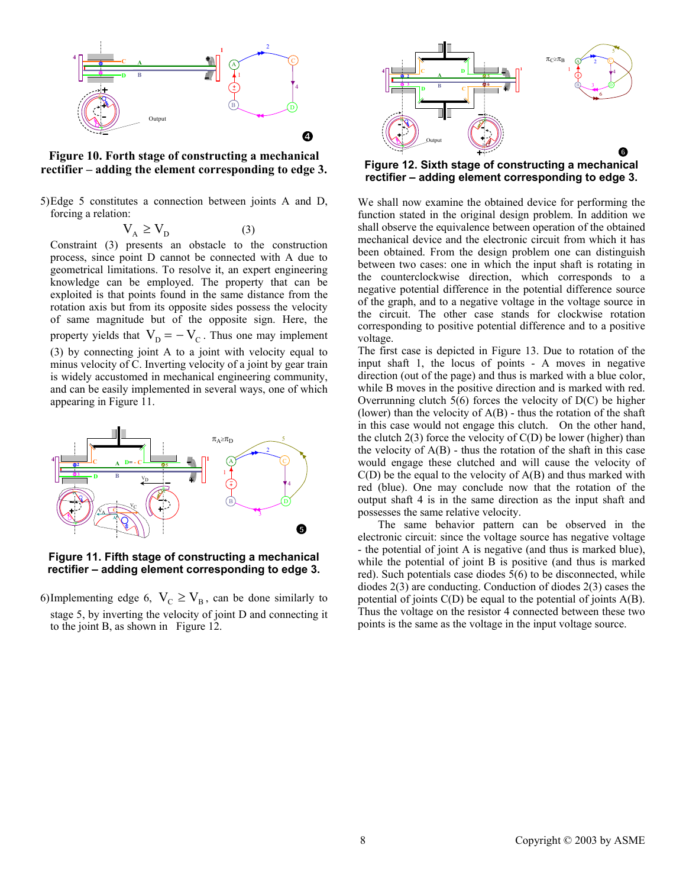**Figure 10. Forth stage of constructing a mechanical rectifier – adding the element corresponding to edge 3.**

5) Edge 5 constitutes a connection between joints A and D, forcing a relation:

$$V_A \geq V_D \qquad (3)$$

Constraint (3) presents an obstacle to the construction process, since point D cannot be connected with A due to geometrical limitations. To resolve it, an expert engineering knowledge can be employed. The property that can be exploited is that points found in the same distance from the rotation axis but from its opposite sides possess the velocity of same magnitude but of the opposite sign. Here, the property yields that $V_D = -V_C$. Thus one may implement (3) by connecting joint A to a joint with velocity equal to minus velocity of C. Inverting velocity of a joint by gear train is widely accustomed in mechanical engineering community, and can be easily implemented in several ways, one of which appearing in Figure 11.

**Figure 11. Fifth stage of constructing a mechanical rectifier – adding element corresponding to edge 3.**

6) Implementing edge 6, $V_C \geq V_B$, can be done similarly to stage 5, by inverting the velocity of joint D and connecting it to the joint B, as shown in Figure 12.

**Figure 12. Sixth stage of constructing a mechanical rectifier – adding element corresponding to edge 3.**

We shall now examine the obtained device for performing the function stated in the original design problem. In addition we shall observe the equivalence between operation of the obtained mechanical device and the electronic circuit from which it has been obtained. From the design problem one can distinguish between two cases: one in which the input shaft is rotating in the counterclockwise direction, which corresponds to a negative potential difference in the potential difference source of the graph, and to a negative voltage in the voltage source in the circuit. The other case stands for clockwise rotation corresponding to positive potential difference and to a positive voltage.

The first case is depicted in Figure 13. Due to rotation of the input shaft 1, the locus of points - A moves in negative direction (out of the page) and thus is marked with a blue color, while B moves in the positive direction and is marked with red. Overrunning clutch 5(6) forces the velocity of D(C) be higher (lower) than the velocity of A(B) - thus the rotation of the shaft in this case would not engage this clutch. On the other hand, the clutch 2(3) force the velocity of C(D) be lower (higher) than the velocity of A(B) - thus the rotation of the shaft in this case would engage these clutched and will cause the velocity of C(D) be the equal to the velocity of A(B) and thus marked with red (blue). One may conclude now that the rotation of the output shaft 4 is in the same direction as the input shaft and possesses the same relative velocity.

The same behavior pattern can be observed in the electronic circuit: since the voltage source has negative voltage - the potential of joint A is negative (and thus is marked blue), while the potential of joint B is positive (and thus is marked red). Such potentials case diodes 5(6) to be disconnected, while diodes 2(3) are conducting. Conduction of diodes 2(3) cases the potential of joints C(D) be equal to the potential of joints A(B). Thus the voltage on the resistor 4 connected between these two points is the same as the voltage in the input voltage source.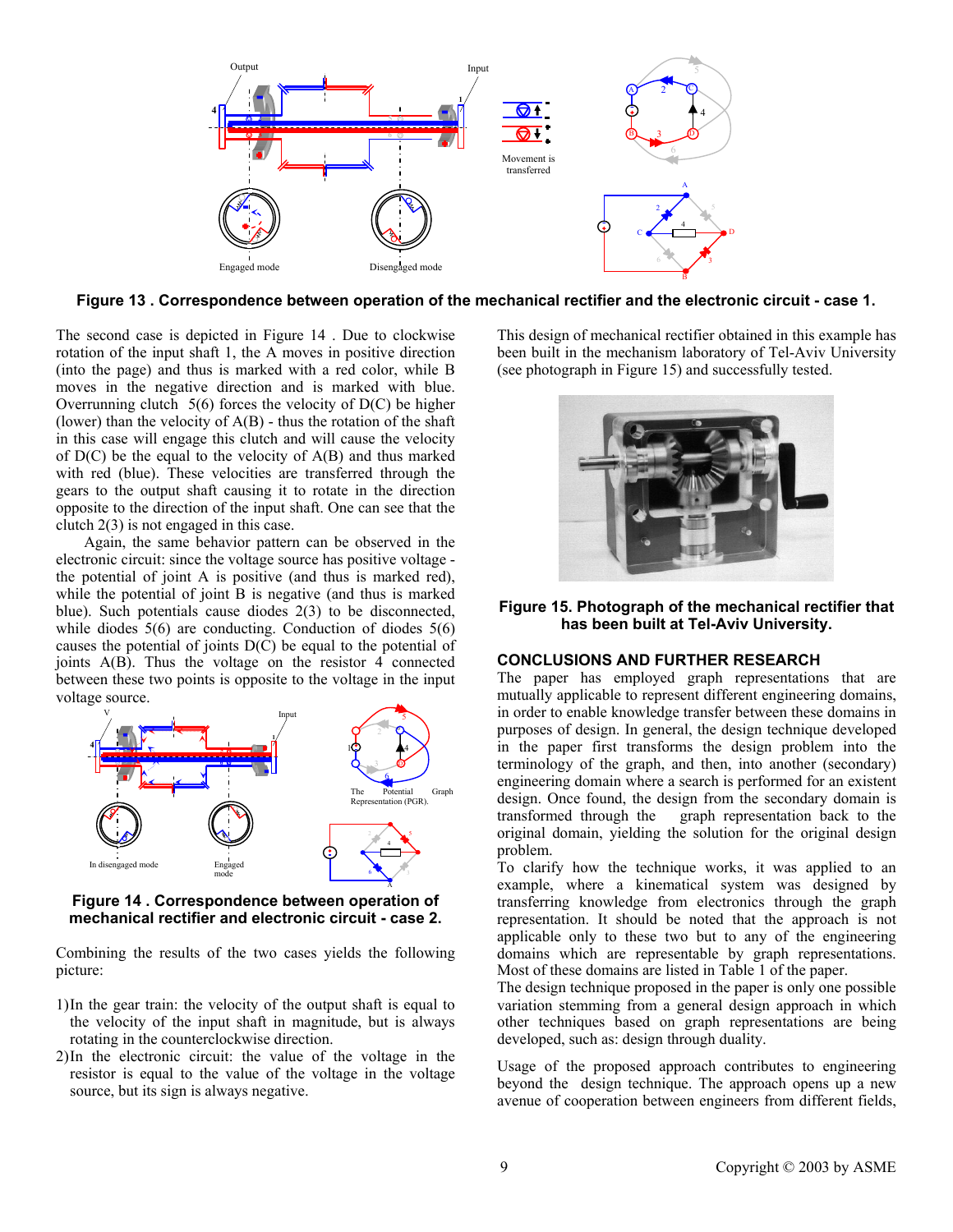**Figure 13 . Correspondence between operation of the mechanical rectifier and the electronic circuit - case 1.**

The second case is depicted in Figure 14 . Due to clockwise rotation of the input shaft 1, the A moves in positive direction (into the page) and thus is marked with a red color, while B moves in the negative direction and is marked with blue. Overrunning clutch 5(6) forces the velocity of D(C) be higher (lower) than the velocity of A(B) - thus the rotation of the shaft in this case will engage this clutch and will cause the velocity of D(C) be the equal to the velocity of A(B) and thus marked with red (blue). These velocities are transferred through the gears to the output shaft causing it to rotate in the direction opposite to the direction of the input shaft. One can see that the clutch 2(3) is not engaged in this case.

Again, the same behavior pattern can be observed in the electronic circuit: since the voltage source has positive voltage - the potential of joint A is positive (and thus is marked red), while the potential of joint B is negative (and thus is marked blue). Such potentials cause diodes 2(3) to be disconnected, while diodes 5(6) are conducting. Conduction of diodes 5(6) causes the potential of joints D(C) be equal to the potential of joints A(B). Thus the voltage on the resistor 4 connected between these two points is opposite to the voltage in the input voltage source.

**Figure 14 . Correspondence between operation of mechanical rectifier and electronic circuit - case 2.**

Combining the results of the two cases yields the following picture:

1) In the gear train: the velocity of the output shaft is equal to the velocity of the input shaft in magnitude, but is always rotating in the counterclockwise direction.
2) In the electronic circuit: the value of the voltage in the resistor is equal to the value of the voltage in the voltage source, but its sign is always negative.

This design of mechanical rectifier obtained in this example has been built in the mechanism laboratory of Tel-Aviv University (see photograph in Figure 15) and successfully tested.

**Figure 15. Photograph of the mechanical rectifier that has been built at Tel-Aviv University.**

## CONCLUSIONS AND FURTHER RESEARCH

The paper has employed graph representations that are mutually applicable to represent different engineering domains, in order to enable knowledge transfer between these domains in purposes of design. In general, the design technique developed in the paper first transforms the design problem into the terminology of the graph, and then, into another (secondary) engineering domain where a search is performed for an existent design. Once found, the design from the secondary domain is transformed through the graph representation back to the original domain, yielding the solution for the original design problem.

To clarify how the technique works, it was applied to an example, where a kinematical system was designed by transferring knowledge from electronics through the graph representation. It should be noted that the approach is not applicable only to these two but to any of the engineering domains which are representable by graph representations. Most of these domains are listed in Table 1 of the paper.

The design technique proposed in the paper is only one possible variation stemming from a general design approach in which other techniques based on graph representations are being developed, such as: design through duality.

Usage of the proposed approach contributes to engineering beyond the design technique. The approach opens up a new avenue of cooperation between engineers from different fields,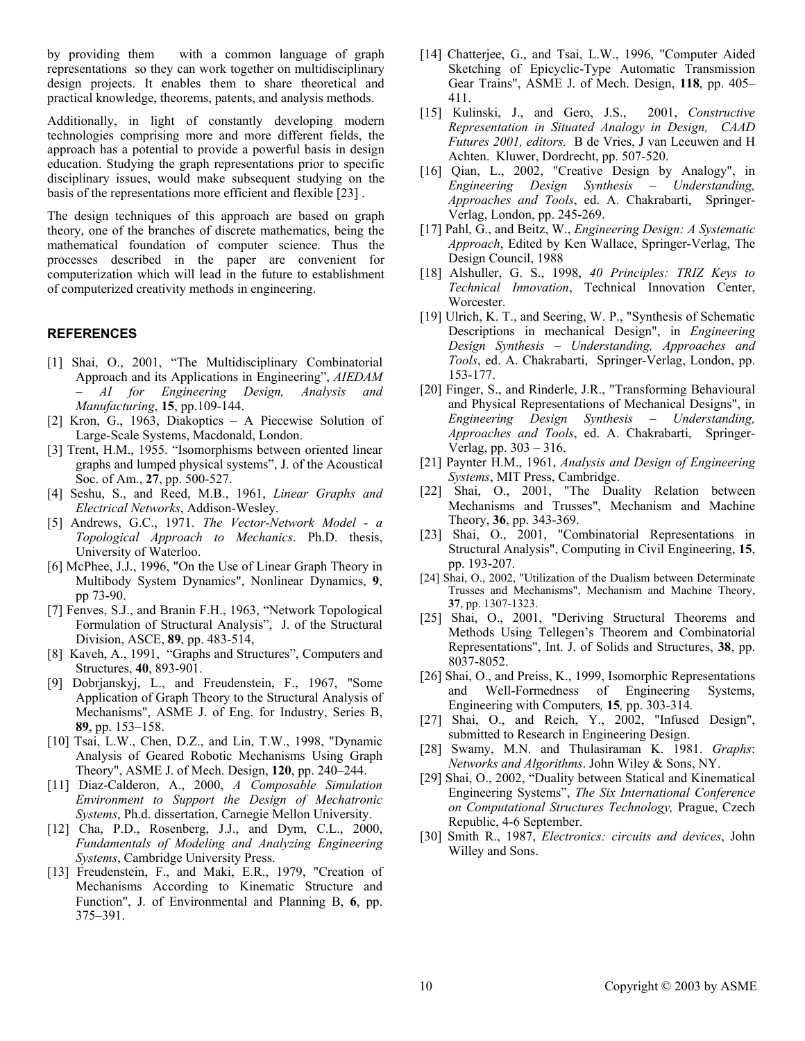by providing them with a common language of graph representations so they can work together on multidisciplinary design projects. It enables them to share theoretical and practical knowledge, theorems, patents, and analysis methods.

Additionally, in light of constantly developing modern technologies comprising more and more different fields, the approach has a potential to provide a powerful basis in design education. Studying the graph representations prior to specific disciplinary issues, would make subsequent studying on the basis of the representations more efficient and flexible [23] .

The design techniques of this approach are based on graph theory, one of the branches of discrete mathematics, being the mathematical foundation of computer science. Thus the processes described in the paper are convenient for computerization which will lead in the future to establishment of computerized creativity methods in engineering.

## REFERENCES

[1] Shai, O., 2001, "The Multidisciplinary Combinatorial Approach and its Applications in Engineering", *AIEDAM – AI for Engineering Design, Analysis and Manufacturing*, **15**, pp.109-144.

[2] Kron, G., 1963, Diakoptics – A Piecewise Solution of Large-Scale Systems, Macdonald, London.

[3] Trent, H.M., 1955. "Isomorphisms between oriented linear graphs and lumped physical systems", J. of the Acoustical Soc. of Am., **27**, pp. 500-527.

[4] Seshu, S., and Reed, M.B., 1961, *Linear Graphs and Electrical Networks*, Addison-Wesley.

[5] Andrews, G.C., 1971. *The Vector-Network Model - a Topological Approach to Mechanics*. Ph.D. thesis, University of Waterloo.

[6] McPhee, J.J., 1996, "On the Use of Linear Graph Theory in Multibody System Dynamics", Nonlinear Dynamics, **9**, pp 73-90.

[7] Fenves, S.J., and Branin F.H., 1963, "Network Topological Formulation of Structural Analysis", J. of the Structural Division, ASCE, **89**, pp. 483-514,

[8] Kaveh, A., 1991, "Graphs and Structures", Computers and Structures, **40**, 893-901.

[9] Dobrjanskyj, L., and Freudenstein, F., 1967, "Some Application of Graph Theory to the Structural Analysis of Mechanisms", ASME J. of Eng. for Industry, Series B, **89**, pp. 153–158.

[10] Tsai, L.W., Chen, D.Z., and Lin, T.W., 1998, "Dynamic Analysis of Geared Robotic Mechanisms Using Graph Theory", ASME J. of Mech. Design, **120**, pp. 240–244.

[11] Diaz-Calderon, A., 2000, *A Composable Simulation Environment to Support the Design of Mechatronic Systems*, Ph.d. dissertation, Carnegie Mellon University.

[12] Cha, P.D., Rosenberg, J.J., and Dym, C.L., 2000, *Fundamentals of Modeling and Analyzing Engineering Systems*, Cambridge University Press.

[13] Freudenstein, F., and Maki, E.R., 1979, "Creation of Mechanisms According to Kinematic Structure and Function", J. of Environmental and Planning B, **6**, pp. 375–391.

[14] Chatterjee, G., and Tsai, L.W., 1996, "Computer Aided Sketching of Epicyclic-Type Automatic Transmission Gear Trains", ASME J. of Mech. Design, **118**, pp. 405–411.

[15] Kulinski, J., and Gero, J.S., 2001, *Constructive Representation in Situated Analogy in Design, CAAD Futures 2001, editors.* B de Vries, J van Leeuwen and H Achten. Kluwer, Dordrecht, pp. 507-520.

[16] Qian, L., 2002, "Creative Design by Analogy", in *Engineering Design Synthesis – Understanding, Approaches and Tools*, ed. A. Chakrabarti, Springer-Verlag, London, pp. 245-269.

[17] Pahl, G., and Beitz, W., *Engineering Design: A Systematic Approach*, Edited by Ken Wallace, Springer-Verlag, The Design Council, 1988

[18] Alshuller, G. S., 1998, *40 Principles: TRIZ Keys to Technical Innovation*, Technical Innovation Center, Worcester.

[19] Ulrich, K. T., and Seering, W. P., "Synthesis of Schematic Descriptions in mechanical Design", in *Engineering Design Synthesis – Understanding, Approaches and Tools*, ed. A. Chakrabarti, Springer-Verlag, London, pp. 153-177.

[20] Finger, S., and Rinderle, J.R., "Transforming Behavioural and Physical Representations of Mechanical Designs", in *Engineering Design Synthesis – Understanding, Approaches and Tools*, ed. A. Chakrabarti, Springer-Verlag, pp. 303 – 316.

[21] Paynter H.M., 1961, *Analysis and Design of Engineering Systems*, MIT Press, Cambridge.

[22] Shai, O., 2001, "The Duality Relation between Mechanisms and Trusses", Mechanism and Machine Theory, **36**, pp. 343-369.

[23] Shai, O., 2001, "Combinatorial Representations in Structural Analysis", Computing in Civil Engineering, **15**, pp. 193-207.

[24] Shai, O., 2002, "Utilization of the Dualism between Determinate Trusses and Mechanisms", Mechanism and Machine Theory, **37**, pp. 1307-1323.

[25] Shai, O., 2001, "Deriving Structural Theorems and Methods Using Tellegen's Theorem and Combinatorial Representations", Int. J. of Solids and Structures, **38**, pp. 8037-8052.

[26] Shai, O., and Preiss, K., 1999, Isomorphic Representations and Well-Formedness of Engineering Systems, Engineering with Computers*,* **15***,* pp. 303-314*.*

[27] Shai, O., and Reich, Y., 2002, "Infused Design", submitted to Research in Engineering Design.

[28] Swamy, M.N. and Thulasiraman K. 1981. *Graphs*: *Networks and Algorithms*. John Wiley & Sons, NY.

[29] Shai, O., 2002, "Duality between Statical and Kinematical Engineering Systems", *The Six International Conference on Computational Structures Technology,* Prague, Czech Republic, 4-6 September.

[30] Smith R., 1987, *Electronics: circuits and devices*, John Willey and Sons.